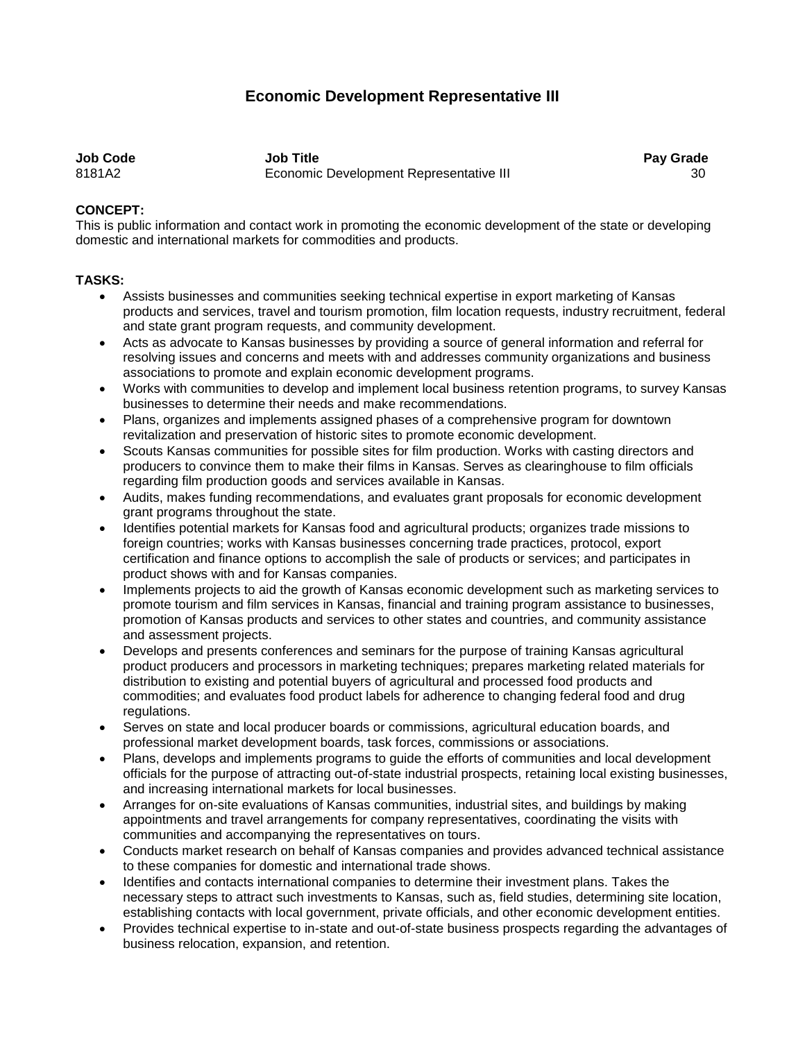# Economic Development Representative III

| Job Code | Job Title | Pay Grade |
|---|---|---|
| 8181A2 | Economic Development Representative III | 30 |

**CONCEPT:**
This is public information and contact work in promoting the economic development of the state or developing domestic and international markets for commodities and products.

**TASKS:**

- Assists businesses and communities seeking technical expertise in export marketing of Kansas products and services, travel and tourism promotion, film location requests, industry recruitment, federal and state grant program requests, and community development.
- Acts as advocate to Kansas businesses by providing a source of general information and referral for resolving issues and concerns and meets with and addresses community organizations and business associations to promote and explain economic development programs.
- Works with communities to develop and implement local business retention programs, to survey Kansas businesses to determine their needs and make recommendations.
- Plans, organizes and implements assigned phases of a comprehensive program for downtown revitalization and preservation of historic sites to promote economic development.
- Scouts Kansas communities for possible sites for film production. Works with casting directors and producers to convince them to make their films in Kansas. Serves as clearinghouse to film officials regarding film production goods and services available in Kansas.
- Audits, makes funding recommendations, and evaluates grant proposals for economic development grant programs throughout the state.
- Identifies potential markets for Kansas food and agricultural products; organizes trade missions to foreign countries; works with Kansas businesses concerning trade practices, protocol, export certification and finance options to accomplish the sale of products or services; and participates in product shows with and for Kansas companies.
- Implements projects to aid the growth of Kansas economic development such as marketing services to promote tourism and film services in Kansas, financial and training program assistance to businesses, promotion of Kansas products and services to other states and countries, and community assistance and assessment projects.
- Develops and presents conferences and seminars for the purpose of training Kansas agricultural product producers and processors in marketing techniques; prepares marketing related materials for distribution to existing and potential buyers of agricultural and processed food products and commodities; and evaluates food product labels for adherence to changing federal food and drug regulations.
- Serves on state and local producer boards or commissions, agricultural education boards, and professional market development boards, task forces, commissions or associations.
- Plans, develops and implements programs to guide the efforts of communities and local development officials for the purpose of attracting out-of-state industrial prospects, retaining local existing businesses, and increasing international markets for local businesses.
- Arranges for on-site evaluations of Kansas communities, industrial sites, and buildings by making appointments and travel arrangements for company representatives, coordinating the visits with communities and accompanying the representatives on tours.
- Conducts market research on behalf of Kansas companies and provides advanced technical assistance to these companies for domestic and international trade shows.
- Identifies and contacts international companies to determine their investment plans. Takes the necessary steps to attract such investments to Kansas, such as, field studies, determining site location, establishing contacts with local government, private officials, and other economic development entities.
- Provides technical expertise to in-state and out-of-state business prospects regarding the advantages of business relocation, expansion, and retention.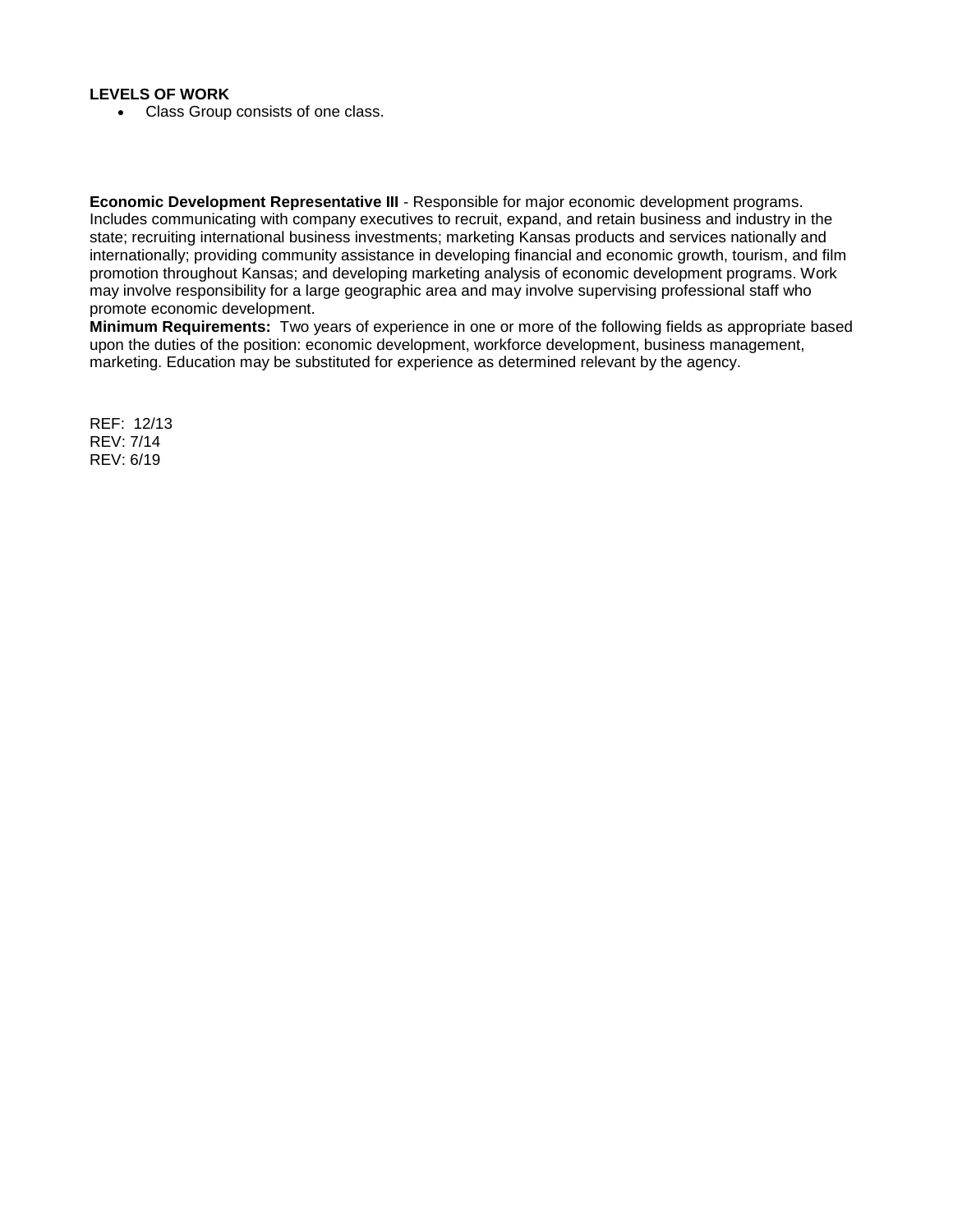**LEVELS OF WORK**

- Class Group consists of one class.

**Economic Development Representative III** - Responsible for major economic development programs. Includes communicating with company executives to recruit, expand, and retain business and industry in the state; recruiting international business investments; marketing Kansas products and services nationally and internationally; providing community assistance in developing financial and economic growth, tourism, and film promotion throughout Kansas; and developing marketing analysis of economic development programs. Work may involve responsibility for a large geographic area and may involve supervising professional staff who promote economic development.

**Minimum Requirements:** Two years of experience in one or more of the following fields as appropriate based upon the duties of the position: economic development, workforce development, business management, marketing. Education may be substituted for experience as determined relevant by the agency.

REF: 12/13
REV: 7/14
REV: 6/19